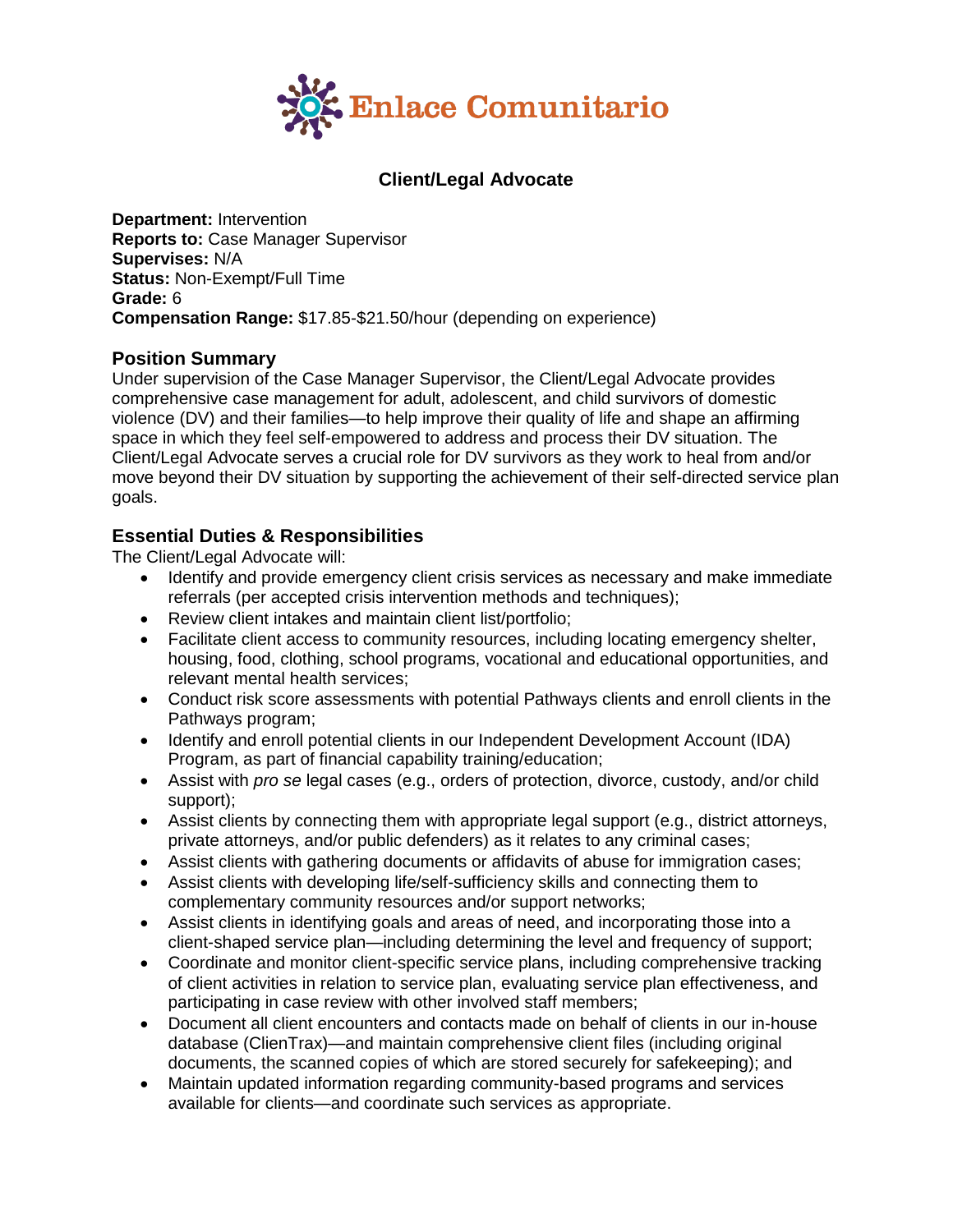Enlace Comunitario

# Client/Legal Advocate

**Department:** Intervention
**Reports to:** Case Manager Supervisor
**Supervises:** N/A
**Status:** Non-Exempt/Full Time
**Grade:** 6
**Compensation Range:** $17.85-$21.50/hour (depending on experience)

## Position Summary

Under supervision of the Case Manager Supervisor, the Client/Legal Advocate provides comprehensive case management for adult, adolescent, and child survivors of domestic violence (DV) and their families—to help improve their quality of life and shape an affirming space in which they feel self-empowered to address and process their DV situation. The Client/Legal Advocate serves a crucial role for DV survivors as they work to heal from and/or move beyond their DV situation by supporting the achievement of their self-directed service plan goals.

## Essential Duties & Responsibilities

The Client/Legal Advocate will:

- Identify and provide emergency client crisis services as necessary and make immediate referrals (per accepted crisis intervention methods and techniques);
- Review client intakes and maintain client list/portfolio;
- Facilitate client access to community resources, including locating emergency shelter, housing, food, clothing, school programs, vocational and educational opportunities, and relevant mental health services;
- Conduct risk score assessments with potential Pathways clients and enroll clients in the Pathways program;
- Identify and enroll potential clients in our Independent Development Account (IDA) Program, as part of financial capability training/education;
- Assist with *pro se* legal cases (e.g., orders of protection, divorce, custody, and/or child support);
- Assist clients by connecting them with appropriate legal support (e.g., district attorneys, private attorneys, and/or public defenders) as it relates to any criminal cases;
- Assist clients with gathering documents or affidavits of abuse for immigration cases;
- Assist clients with developing life/self-sufficiency skills and connecting them to complementary community resources and/or support networks;
- Assist clients in identifying goals and areas of need, and incorporating those into a client-shaped service plan—including determining the level and frequency of support;
- Coordinate and monitor client-specific service plans, including comprehensive tracking of client activities in relation to service plan, evaluating service plan effectiveness, and participating in case review with other involved staff members;
- Document all client encounters and contacts made on behalf of clients in our in-house database (ClienTrax)—and maintain comprehensive client files (including original documents, the scanned copies of which are stored securely for safekeeping); and
- Maintain updated information regarding community-based programs and services available for clients—and coordinate such services as appropriate.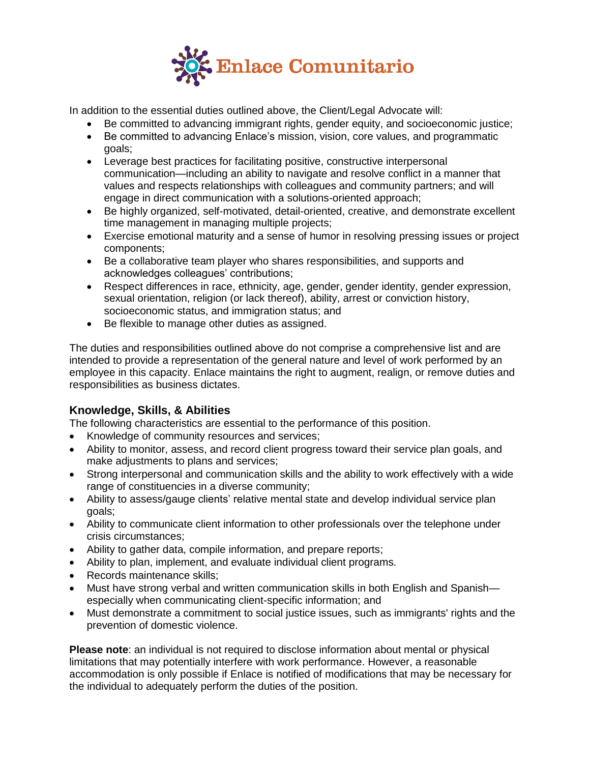In addition to the essential duties outlined above, the Client/Legal Advocate will:

- Be committed to advancing immigrant rights, gender equity, and socioeconomic justice;
- Be committed to advancing Enlace's mission, vision, core values, and programmatic goals;
- Leverage best practices for facilitating positive, constructive interpersonal communication—including an ability to navigate and resolve conflict in a manner that values and respects relationships with colleagues and community partners; and will engage in direct communication with a solutions-oriented approach;
- Be highly organized, self-motivated, detail-oriented, creative, and demonstrate excellent time management in managing multiple projects;
- Exercise emotional maturity and a sense of humor in resolving pressing issues or project components;
- Be a collaborative team player who shares responsibilities, and supports and acknowledges colleagues' contributions;
- Respect differences in race, ethnicity, age, gender, gender identity, gender expression, sexual orientation, religion (or lack thereof), ability, arrest or conviction history, socioeconomic status, and immigration status; and
- Be flexible to manage other duties as assigned.

The duties and responsibilities outlined above do not comprise a comprehensive list and are intended to provide a representation of the general nature and level of work performed by an employee in this capacity. Enlace maintains the right to augment, realign, or remove duties and responsibilities as business dictates.

### Knowledge, Skills, & Abilities

The following characteristics are essential to the performance of this position.

- Knowledge of community resources and services;
- Ability to monitor, assess, and record client progress toward their service plan goals, and make adjustments to plans and services;
- Strong interpersonal and communication skills and the ability to work effectively with a wide range of constituencies in a diverse community;
- Ability to assess/gauge clients' relative mental state and develop individual service plan goals;
- Ability to communicate client information to other professionals over the telephone under crisis circumstances;
- Ability to gather data, compile information, and prepare reports;
- Ability to plan, implement, and evaluate individual client programs.
- Records maintenance skills;
- Must have strong verbal and written communication skills in both English and Spanish—especially when communicating client-specific information; and
- Must demonstrate a commitment to social justice issues, such as immigrants' rights and the prevention of domestic violence.

**Please note**: an individual is not required to disclose information about mental or physical limitations that may potentially interfere with work performance. However, a reasonable accommodation is only possible if Enlace is notified of modifications that may be necessary for the individual to adequately perform the duties of the position.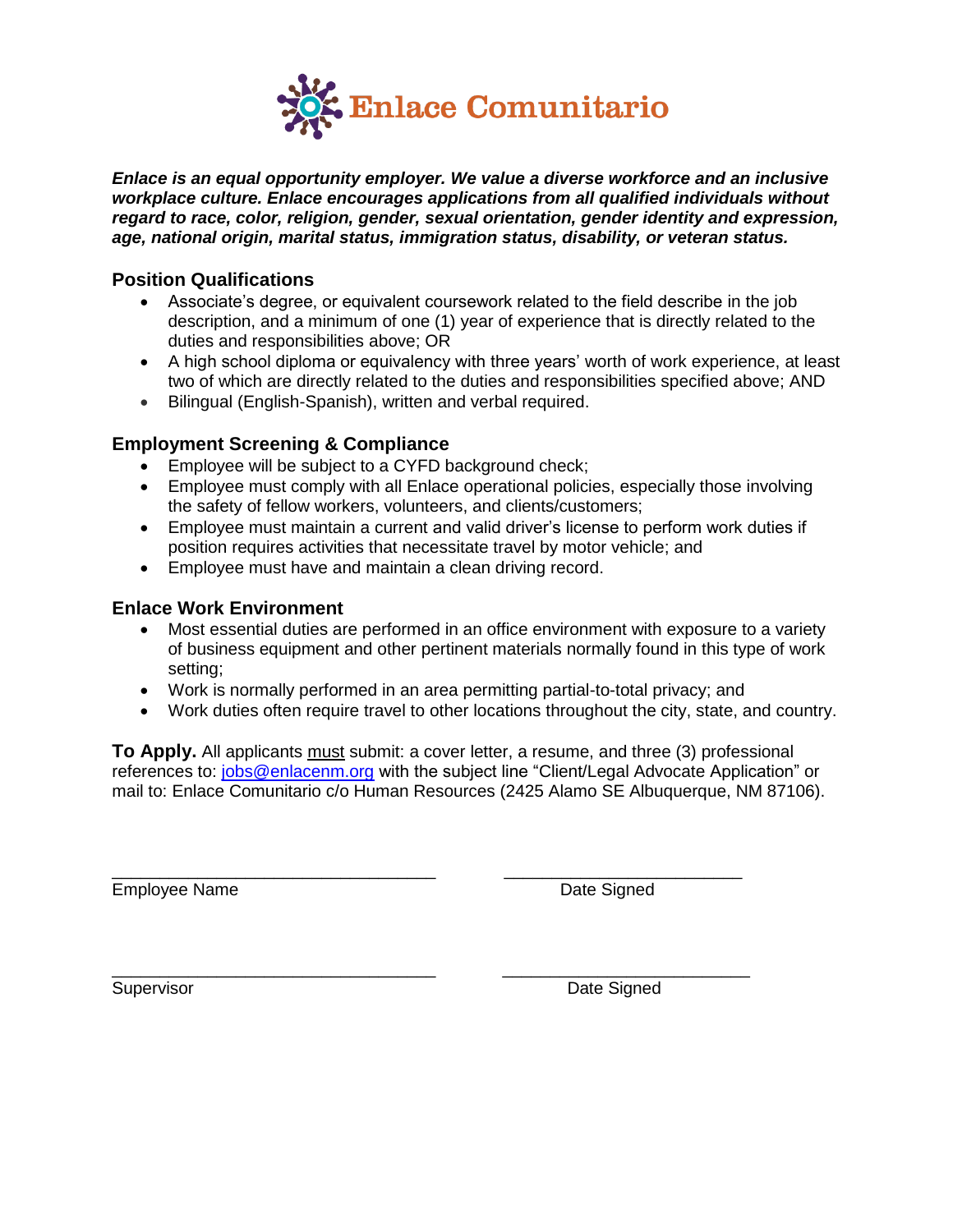Enlace Comunitario

***Enlace is an equal opportunity employer. We value a diverse workforce and an inclusive workplace culture. Enlace encourages applications from all qualified individuals without regard to race, color, religion, gender, sexual orientation, gender identity and expression, age, national origin, marital status, immigration status, disability, or veteran status.***

### Position Qualifications

- Associate's degree, or equivalent coursework related to the field describe in the job description, and a minimum of one (1) year of experience that is directly related to the duties and responsibilities above; OR
- A high school diploma or equivalency with three years' worth of work experience, at least two of which are directly related to the duties and responsibilities specified above; AND
- Bilingual (English-Spanish), written and verbal required.

### Employment Screening & Compliance

- Employee will be subject to a CYFD background check;
- Employee must comply with all Enlace operational policies, especially those involving the safety of fellow workers, volunteers, and clients/customers;
- Employee must maintain a current and valid driver's license to perform work duties if position requires activities that necessitate travel by motor vehicle; and
- Employee must have and maintain a clean driving record.

### Enlace Work Environment

- Most essential duties are performed in an office environment with exposure to a variety of business equipment and other pertinent materials normally found in this type of work setting;
- Work is normally performed in an area permitting partial-to-total privacy; and
- Work duties often require travel to other locations throughout the city, state, and country.

**To Apply.** All applicants <u>must</u> submit: a cover letter, a resume, and three (3) professional references to: jobs@enlacenm.org with the subject line "Client/Legal Advocate Application" or mail to: Enlace Comunitario c/o Human Resources (2425 Alamo SE Albuquerque, NM 87106).

_________________________________ _________________________
Employee Name Date Signed

_________________________________ _________________________
Supervisor Date Signed